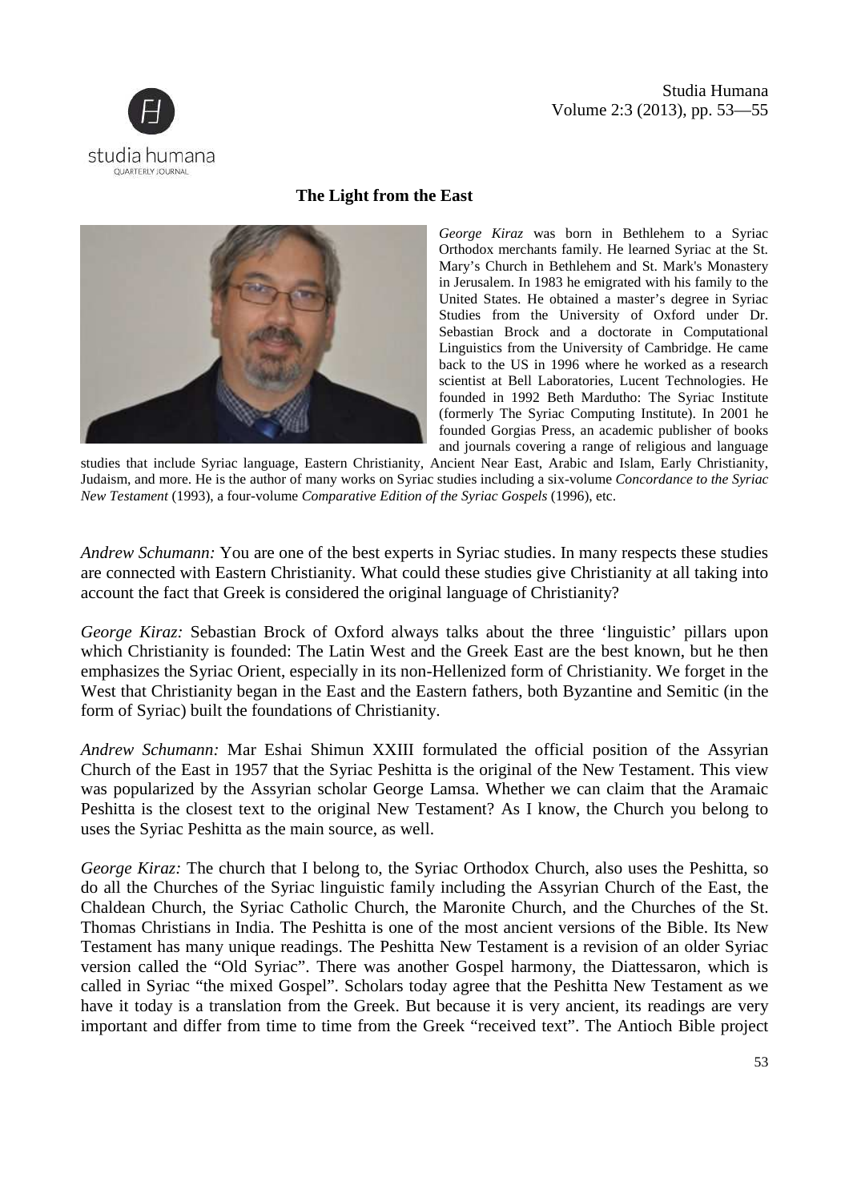## The Light from the East

*George Kiraz* was born in Bethlehem to a Syriac Orthodox merchants family. He learned Syriac at the St. Mary's Church in Bethlehem and St. Mark's Monastery in Jerusalem. In 1983 he emigrated with his family to the United States. He obtained a master's degree in Syriac Studies from the University of Oxford under Dr. Sebastian Brock and a doctorate in Computational Linguistics from the University of Cambridge. He came back to the US in 1996 where he worked as a research scientist at Bell Laboratories, Lucent Technologies. He founded in 1992 Beth Mardutho: The Syriac Institute (formerly The Syriac Computing Institute). In 2001 he founded Gorgias Press, an academic publisher of books and journals covering a range of religious and language studies that include Syriac language, Eastern Christianity, Ancient Near East, Arabic and Islam, Early Christianity, Judaism, and more. He is the author of many works on Syriac studies including a six-volume *Concordance to the Syriac New Testament* (1993), a four-volume *Comparative Edition of the Syriac Gospels* (1996), etc.

*Andrew Schumann:* You are one of the best experts in Syriac studies. In many respects these studies are connected with Eastern Christianity. What could these studies give Christianity at all taking into account the fact that Greek is considered the original language of Christianity?

*George Kiraz:* Sebastian Brock of Oxford always talks about the three 'linguistic' pillars upon which Christianity is founded: The Latin West and the Greek East are the best known, but he then emphasizes the Syriac Orient, especially in its non-Hellenized form of Christianity. We forget in the West that Christianity began in the East and the Eastern fathers, both Byzantine and Semitic (in the form of Syriac) built the foundations of Christianity.

*Andrew Schumann:* Mar Eshai Shimun XXIII formulated the official position of the Assyrian Church of the East in 1957 that the Syriac Peshitta is the original of the New Testament. This view was popularized by the Assyrian scholar George Lamsa. Whether we can claim that the Aramaic Peshitta is the closest text to the original New Testament? As I know, the Church you belong to uses the Syriac Peshitta as the main source, as well.

*George Kiraz:* The church that I belong to, the Syriac Orthodox Church, also uses the Peshitta, so do all the Churches of the Syriac linguistic family including the Assyrian Church of the East, the Chaldean Church, the Syriac Catholic Church, the Maronite Church, and the Churches of the St. Thomas Christians in India. The Peshitta is one of the most ancient versions of the Bible. Its New Testament has many unique readings. The Peshitta New Testament is a revision of an older Syriac version called the "Old Syriac". There was another Gospel harmony, the Diattessaron, which is called in Syriac "the mixed Gospel". Scholars today agree that the Peshitta New Testament as we have it today is a translation from the Greek. But because it is very ancient, its readings are very important and differ from time to time from the Greek "received text". The Antioch Bible project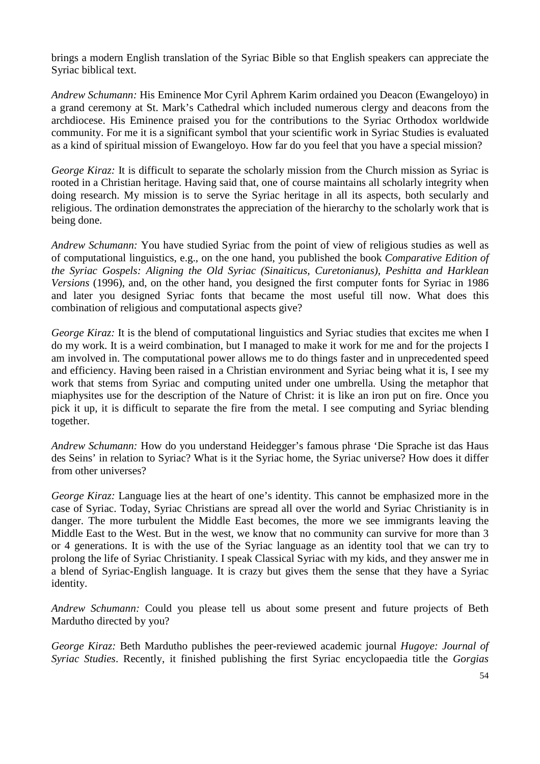brings a modern English translation of the Syriac Bible so that English speakers can appreciate the Syriac biblical text.

*Andrew Schumann:* His Eminence Mor Cyril Aphrem Karim ordained you Deacon (Ewangeloyo) in a grand ceremony at St. Mark's Cathedral which included numerous clergy and deacons from the archdiocese. His Eminence praised you for the contributions to the Syriac Orthodox worldwide community. For me it is a significant symbol that your scientific work in Syriac Studies is evaluated as a kind of spiritual mission of Ewangeloyo. How far do you feel that you have a special mission?

*George Kiraz:* It is difficult to separate the scholarly mission from the Church mission as Syriac is rooted in a Christian heritage. Having said that, one of course maintains all scholarly integrity when doing research. My mission is to serve the Syriac heritage in all its aspects, both secularly and religious. The ordination demonstrates the appreciation of the hierarchy to the scholarly work that is being done.

*Andrew Schumann:* You have studied Syriac from the point of view of religious studies as well as of computational linguistics, e.g., on the one hand, you published the book *Comparative Edition of the Syriac Gospels: Aligning the Old Syriac (Sinaiticus, Curetonianus), Peshitta and Harklean Versions* (1996), and, on the other hand, you designed the first computer fonts for Syriac in 1986 and later you designed Syriac fonts that became the most useful till now. What does this combination of religious and computational aspects give?

*George Kiraz:* It is the blend of computational linguistics and Syriac studies that excites me when I do my work. It is a weird combination, but I managed to make it work for me and for the projects I am involved in. The computational power allows me to do things faster and in unprecedented speed and efficiency. Having been raised in a Christian environment and Syriac being what it is, I see my work that stems from Syriac and computing united under one umbrella. Using the metaphor that miaphysites use for the description of the Nature of Christ: it is like an iron put on fire. Once you pick it up, it is difficult to separate the fire from the metal. I see computing and Syriac blending together.

*Andrew Schumann:* How do you understand Heidegger's famous phrase 'Die Sprache ist das Haus des Seins' in relation to Syriac? What is it the Syriac home, the Syriac universe? How does it differ from other universes?

*George Kiraz:* Language lies at the heart of one's identity. This cannot be emphasized more in the case of Syriac. Today, Syriac Christians are spread all over the world and Syriac Christianity is in danger. The more turbulent the Middle East becomes, the more we see immigrants leaving the Middle East to the West. But in the west, we know that no community can survive for more than 3 or 4 generations. It is with the use of the Syriac language as an identity tool that we can try to prolong the life of Syriac Christianity. I speak Classical Syriac with my kids, and they answer me in a blend of Syriac-English language. It is crazy but gives them the sense that they have a Syriac identity.

*Andrew Schumann:* Could you please tell us about some present and future projects of Beth Mardutho directed by you?

*George Kiraz:* Beth Mardutho publishes the peer-reviewed academic journal *Hugoye: Journal of Syriac Studies*. Recently, it finished publishing the first Syriac encyclopaedia title the *Gorgias*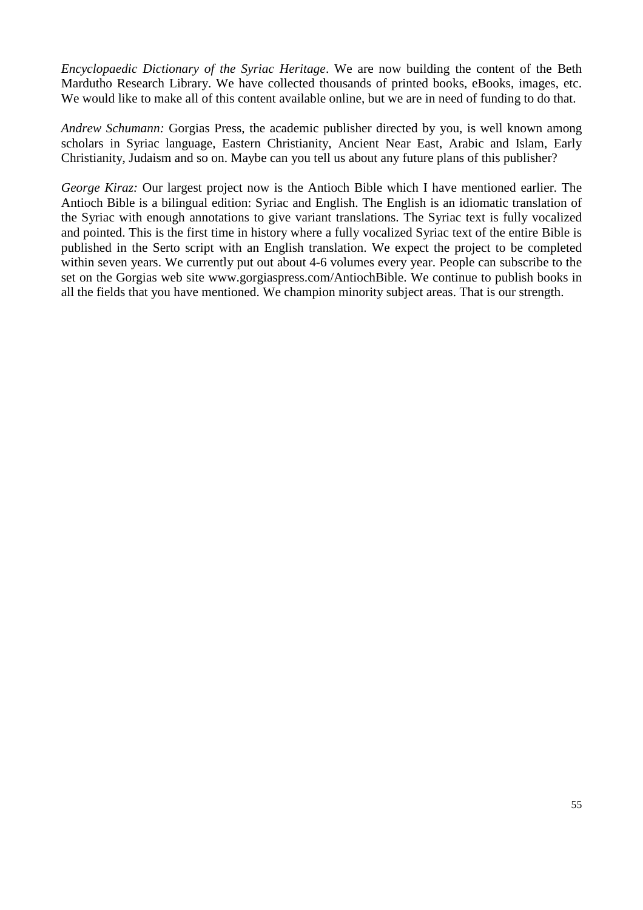*Encyclopaedic Dictionary of the Syriac Heritage*. We are now building the content of the Beth Mardutho Research Library. We have collected thousands of printed books, eBooks, images, etc. We would like to make all of this content available online, but we are in need of funding to do that.

*Andrew Schumann:* Gorgias Press, the academic publisher directed by you, is well known among scholars in Syriac language, Eastern Christianity, Ancient Near East, Arabic and Islam, Early Christianity, Judaism and so on. Maybe can you tell us about any future plans of this publisher?

*George Kiraz:* Our largest project now is the Antioch Bible which I have mentioned earlier. The Antioch Bible is a bilingual edition: Syriac and English. The English is an idiomatic translation of the Syriac with enough annotations to give variant translations. The Syriac text is fully vocalized and pointed. This is the first time in history where a fully vocalized Syriac text of the entire Bible is published in the Serto script with an English translation. We expect the project to be completed within seven years. We currently put out about 4-6 volumes every year. People can subscribe to the set on the Gorgias web site www.gorgiaspress.com/AntiochBible. We continue to publish books in all the fields that you have mentioned. We champion minority subject areas. That is our strength.